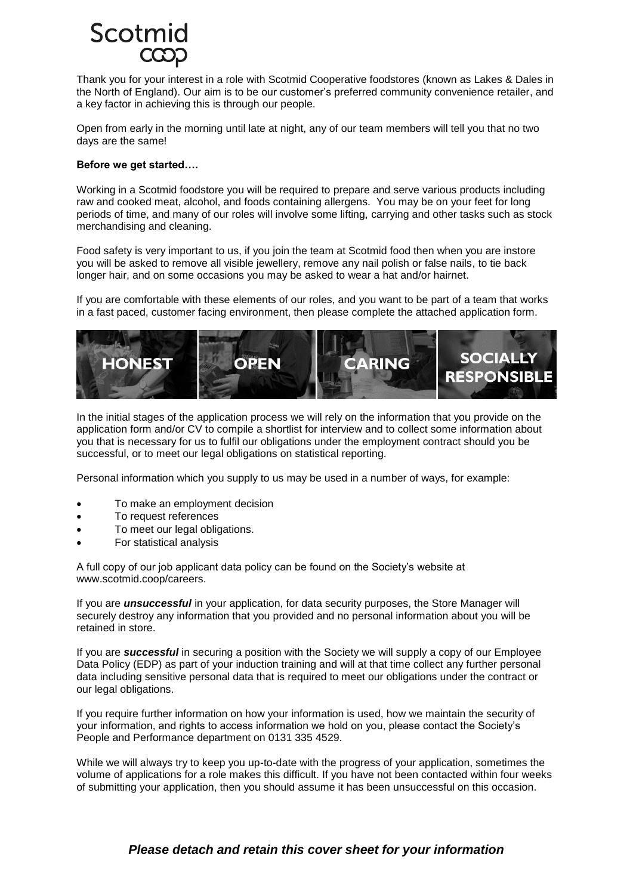Scotmid
coop

Thank you for your interest in a role with Scotmid Cooperative foodstores (known as Lakes & Dales in the North of England). Our aim is to be our customer's preferred community convenience retailer, and a key factor in achieving this is through our people.

Open from early in the morning until late at night, any of our team members will tell you that no two days are the same!

**Before we get started….**

Working in a Scotmid foodstore you will be required to prepare and serve various products including raw and cooked meat, alcohol, and foods containing allergens. You may be on your feet for long periods of time, and many of our roles will involve some lifting, carrying and other tasks such as stock merchandising and cleaning.

Food safety is very important to us, if you join the team at Scotmid food then when you are instore you will be asked to remove all visible jewellery, remove any nail polish or false nails, to tie back longer hair, and on some occasions you may be asked to wear a hat and/or hairnet.

If you are comfortable with these elements of our roles, and you want to be part of a team that works in a fast paced, customer facing environment, then please complete the attached application form.

HONEST | OPEN | CARING | SOCIALLY RESPONSIBLE

In the initial stages of the application process we will rely on the information that you provide on the application form and/or CV to compile a shortlist for interview and to collect some information about you that is necessary for us to fulfil our obligations under the employment contract should you be successful, or to meet our legal obligations on statistical reporting.

Personal information which you supply to us may be used in a number of ways, for example:

- To make an employment decision
- To request references
- To meet our legal obligations.
- For statistical analysis

A full copy of our job applicant data policy can be found on the Society's website at www.scotmid.coop/careers.

If you are ***unsuccessful*** in your application, for data security purposes, the Store Manager will securely destroy any information that you provided and no personal information about you will be retained in store.

If you are ***successful*** in securing a position with the Society we will supply a copy of our Employee Data Policy (EDP) as part of your induction training and will at that time collect any further personal data including sensitive personal data that is required to meet our obligations under the contract or our legal obligations.

If you require further information on how your information is used, how we maintain the security of your information, and rights to access information we hold on you, please contact the Society's People and Performance department on 0131 335 4529.

While we will always try to keep you up-to-date with the progress of your application, sometimes the volume of applications for a role makes this difficult. If you have not been contacted within four weeks of submitting your application, then you should assume it has been unsuccessful on this occasion.

***Please detach and retain this cover sheet for your information***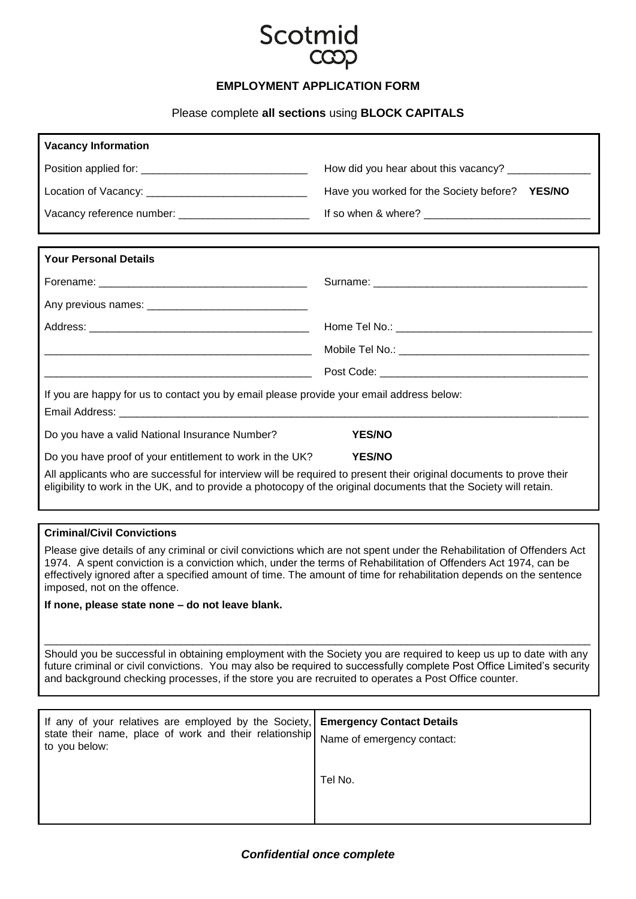Scotmid
coop

# EMPLOYMENT APPLICATION FORM

Please complete **all sections** using **BLOCK CAPITALS**

## Vacancy Information

Position applied for: ____________________________

How did you hear about this vacancy? ______________

Location of Vacancy: ____________________________

Have you worked for the Society before? **YES/NO**

Vacancy reference number: ______________________

If so when & where? ____________________________

## Your Personal Details

Forename: ___________________________________

Surname: _____________________________________

Any previous names: ___________________________

Address: ______________________________________

_____________________________________________

_____________________________________________

Home Tel No.: _________________________________

Mobile Tel No.: ________________________________

Post Code: ____________________________________

If you are happy for us to contact you by email please provide your email address below:

Email Address: ____________________________________________________________________________

Do you have a valid National Insurance Number? **YES/NO**

Do you have proof of your entitlement to work in the UK? **YES/NO**

All applicants who are successful for interview will be required to present their original documents to prove their eligibility to work in the UK, and to provide a photocopy of the original documents that the Society will retain.

## Criminal/Civil Convictions

Please give details of any criminal or civil convictions which are not spent under the Rehabilitation of Offenders Act 1974. A spent conviction is a conviction which, under the terms of Rehabilitation of Offenders Act 1974, can be effectively ignored after a specified amount of time. The amount of time for rehabilitation depends on the sentence imposed, not on the offence.

**If none, please state none – do not leave blank.**

_____________________________________________________________________________________________

Should you be successful in obtaining employment with the Society you are required to keep us up to date with any future criminal or civil convictions. You may also be required to successfully complete Post Office Limited's security and background checking processes, if the store you are recruited to operates a Post Office counter.

If any of your relatives are employed by the Society, state their name, place of work and their relationship to you below:

**Emergency Contact Details**

Name of emergency contact:

Tel No.

***Confidential once complete***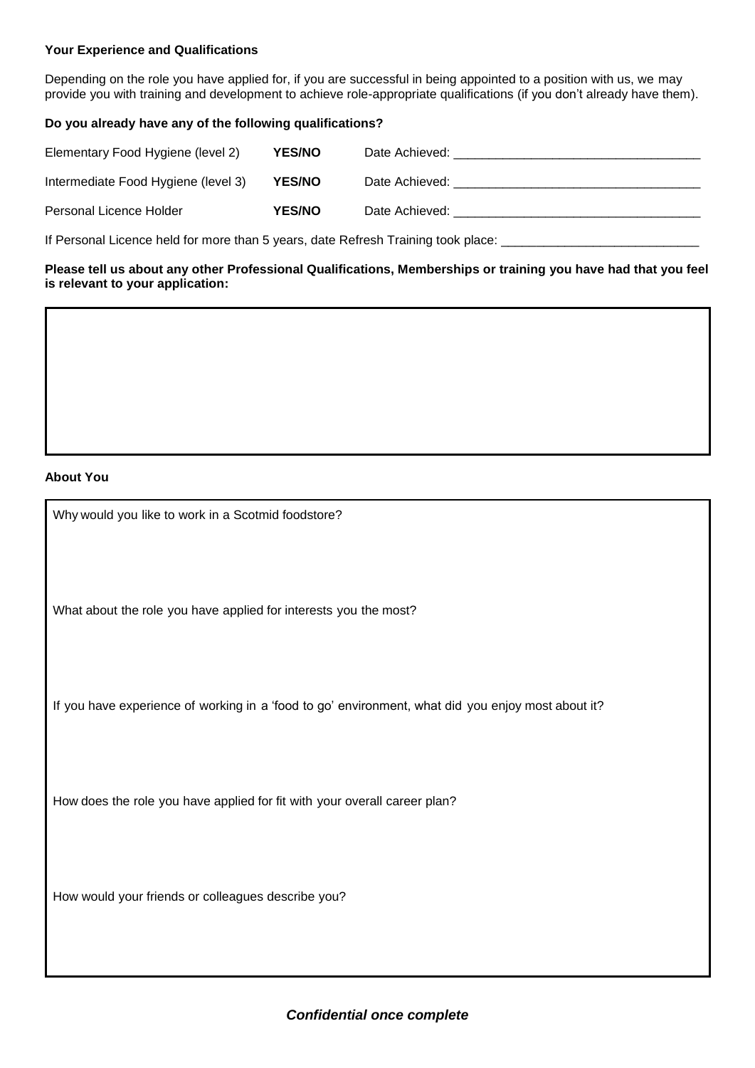**Your Experience and Qualifications**

Depending on the role you have applied for, if you are successful in being appointed to a position with us, we may provide you with training and development to achieve role-appropriate qualifications (if you don't already have them).

**Do you already have any of the following qualifications?**

| | | |
|---|---|---|
| Elementary Food Hygiene (level 2) | **YES/NO** | Date Achieved: ___________________________________ |
| Intermediate Food Hygiene (level 3) | **YES/NO** | Date Achieved: ___________________________________ |
| Personal Licence Holder | **YES/NO** | Date Achieved: ___________________________________ |

If Personal Licence held for more than 5 years, date Refresh Training took place: ____________________________

**Please tell us about any other Professional Qualifications, Memberships or training you have had that you feel is relevant to your application:**

**About You**

Why would you like to work in a Scotmid foodstore?

What about the role you have applied for interests you the most?

If you have experience of working in a 'food to go' environment, what did you enjoy most about it?

How does the role you have applied for fit with your overall career plan?

How would your friends or colleagues describe you?

***Confidential once complete***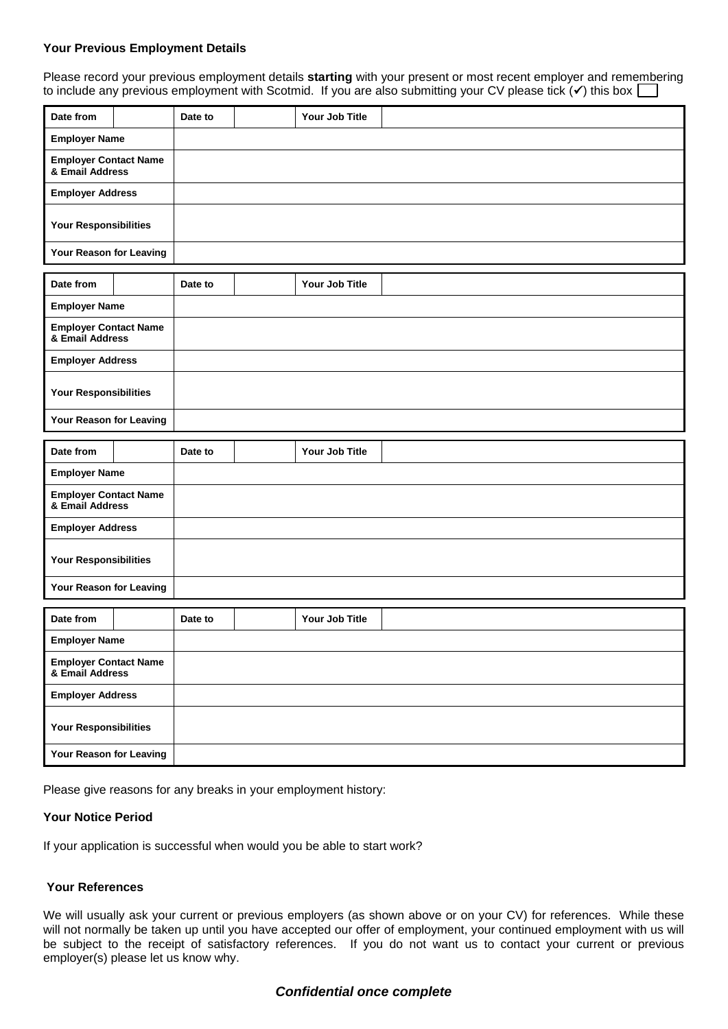**Your Previous Employment Details**

Please record your previous employment details **starting** with your present or most recent employer and remembering to include any previous employment with Scotmid. If you are also submitting your CV please tick (✔) this box ☐

| Date from | | Date to | | Your Job Title | |
|---|---|---|---|---|---|
| **Employer Name** | | | | | |
| **Employer Contact Name & Email Address** | | | | | |
| **Employer Address** | | | | | |
| **Your Responsibilities** | | | | | |
| **Your Reason for Leaving** | | | | | |

| Date from | | Date to | | Your Job Title | |
|---|---|---|---|---|---|
| **Employer Name** | | | | | |
| **Employer Contact Name & Email Address** | | | | | |
| **Employer Address** | | | | | |
| **Your Responsibilities** | | | | | |
| **Your Reason for Leaving** | | | | | |

| Date from | | Date to | | Your Job Title | |
|---|---|---|---|---|---|
| **Employer Name** | | | | | |
| **Employer Contact Name & Email Address** | | | | | |
| **Employer Address** | | | | | |
| **Your Responsibilities** | | | | | |
| **Your Reason for Leaving** | | | | | |

| Date from | | Date to | | Your Job Title | |
|---|---|---|---|---|---|
| **Employer Name** | | | | | |
| **Employer Contact Name & Email Address** | | | | | |
| **Employer Address** | | | | | |
| **Your Responsibilities** | | | | | |
| **Your Reason for Leaving** | | | | | |

Please give reasons for any breaks in your employment history:

**Your Notice Period**

If your application is successful when would you be able to start work?

**Your References**

We will usually ask your current or previous employers (as shown above or on your CV) for references. While these will not normally be taken up until you have accepted our offer of employment, your continued employment with us will be subject to the receipt of satisfactory references. If you do not want us to contact your current or previous employer(s) please let us know why.

***Confidential once complete***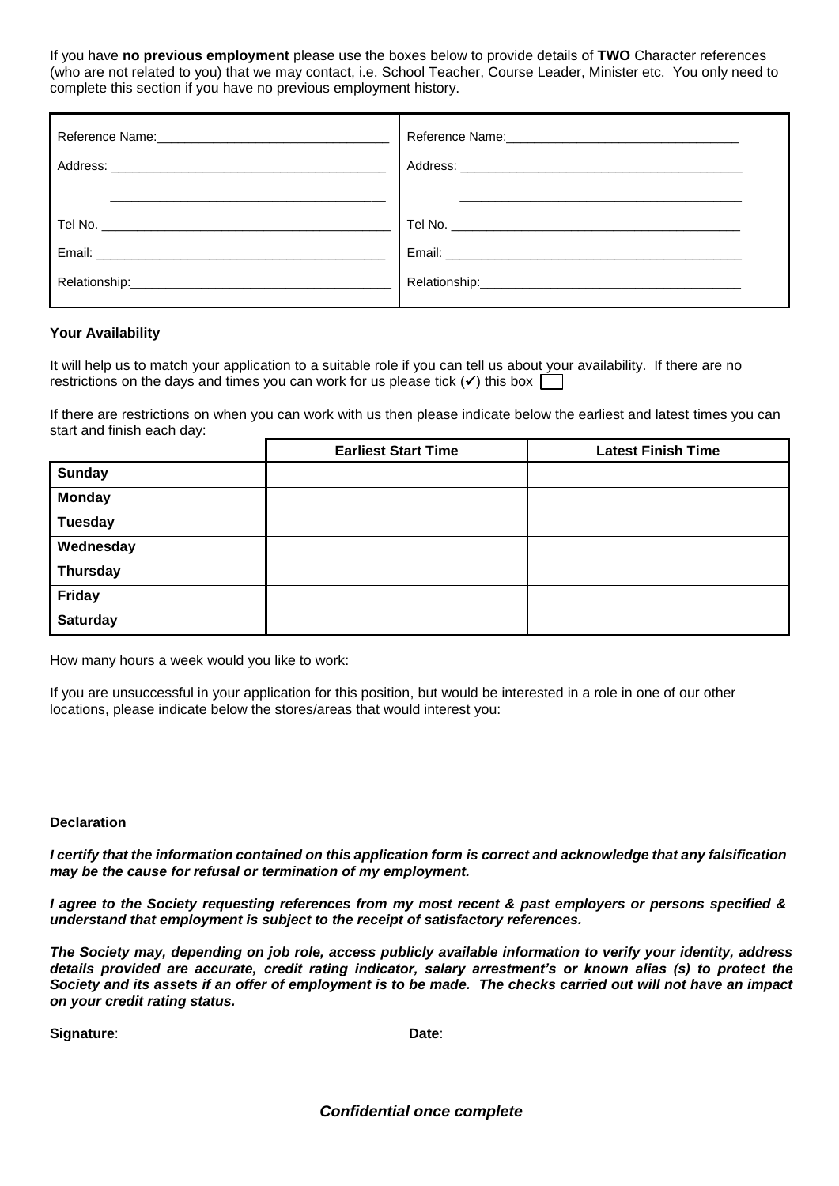If you have **no previous employment** please use the boxes below to provide details of **TWO** Character references (who are not related to you) that we may contact, i.e. School Teacher, Course Leader, Minister etc. You only need to complete this section if you have no previous employment history.

| | |
|---|---|
| Reference Name:________________________________ | Reference Name:________________________________ |
| Address: ______________________________________ | Address: ______________________________________ |
| ______________________________________ | ______________________________________ |
| Tel No. ________________________________________ | Tel No. ________________________________________ |
| Email: _________________________________________ | Email: _________________________________________ |
| Relationship:____________________________________ | Relationship:____________________________________ |

**Your Availability**

It will help us to match your application to a suitable role if you can tell us about your availability. If there are no restrictions on the days and times you can work for us please tick (✓) this box ☐

If there are restrictions on when you can work with us then please indicate below the earliest and latest times you can start and finish each day:

| | Earliest Start Time | Latest Finish Time |
|---|---|---|
| **Sunday** | | |
| **Monday** | | |
| **Tuesday** | | |
| **Wednesday** | | |
| **Thursday** | | |
| **Friday** | | |
| **Saturday** | | |

How many hours a week would you like to work:

If you are unsuccessful in your application for this position, but would be interested in a role in one of our other locations, please indicate below the stores/areas that would interest you:

**Declaration**

***I certify that the information contained on this application form is correct and acknowledge that any falsification may be the cause for refusal or termination of my employment.***

***I agree to the Society requesting references from my most recent & past employers or persons specified & understand that employment is subject to the receipt of satisfactory references.***

***The Society may, depending on job role, access publicly available information to verify your identity, address details provided are accurate, credit rating indicator, salary arrestment's or known alias (s) to protect the Society and its assets if an offer of employment is to be made. The checks carried out will not have an impact on your credit rating status.***

**Signature**: **Date**:

***Confidential once complete***